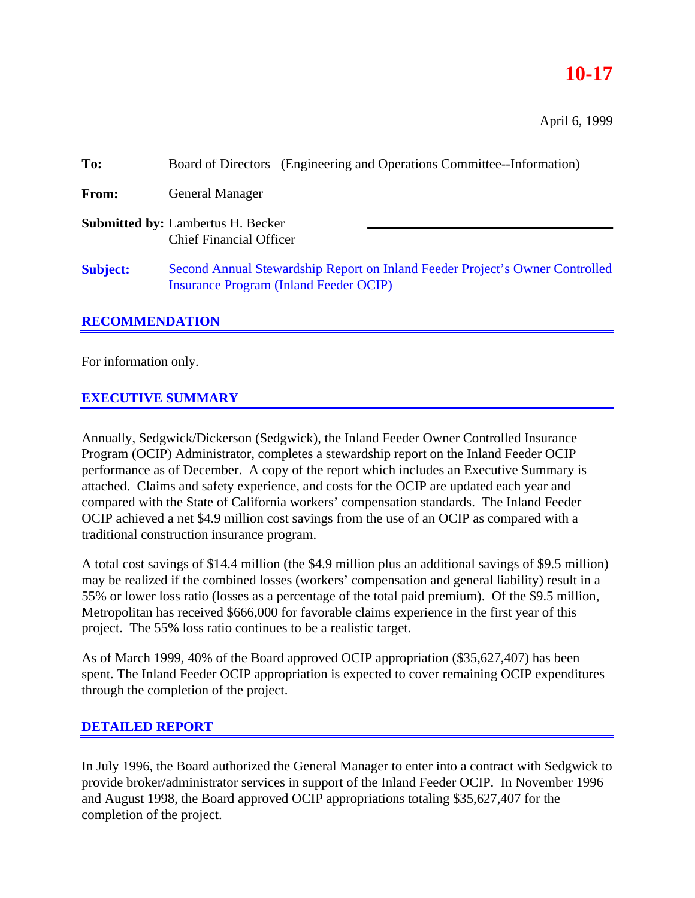**10-17**

April 6, 1999

**To:** Board of Directors (Engineering and Operations Committee--Information)

**From:** General Manager

**Submitted by:** Lambertus H. Becker
Chief Financial Officer

**Subject:** Second Annual Stewardship Report on Inland Feeder Project's Owner Controlled Insurance Program (Inland Feeder OCIP)

## RECOMMENDATION

For information only.

## EXECUTIVE SUMMARY

Annually, Sedgwick/Dickerson (Sedgwick), the Inland Feeder Owner Controlled Insurance Program (OCIP) Administrator, completes a stewardship report on the Inland Feeder OCIP performance as of December. A copy of the report which includes an Executive Summary is attached. Claims and safety experience, and costs for the OCIP are updated each year and compared with the State of California workers' compensation standards. The Inland Feeder OCIP achieved a net $4.9 million cost savings from the use of an OCIP as compared with a traditional construction insurance program.

A total cost savings of $14.4 million (the $4.9 million plus an additional savings of $9.5 million) may be realized if the combined losses (workers' compensation and general liability) result in a 55% or lower loss ratio (losses as a percentage of the total paid premium). Of the $9.5 million, Metropolitan has received $666,000 for favorable claims experience in the first year of this project. The 55% loss ratio continues to be a realistic target.

As of March 1999, 40% of the Board approved OCIP appropriation ($35,627,407) has been spent. The Inland Feeder OCIP appropriation is expected to cover remaining OCIP expenditures through the completion of the project.

## DETAILED REPORT

In July 1996, the Board authorized the General Manager to enter into a contract with Sedgwick to provide broker/administrator services in support of the Inland Feeder OCIP. In November 1996 and August 1998, the Board approved OCIP appropriations totaling $35,627,407 for the completion of the project.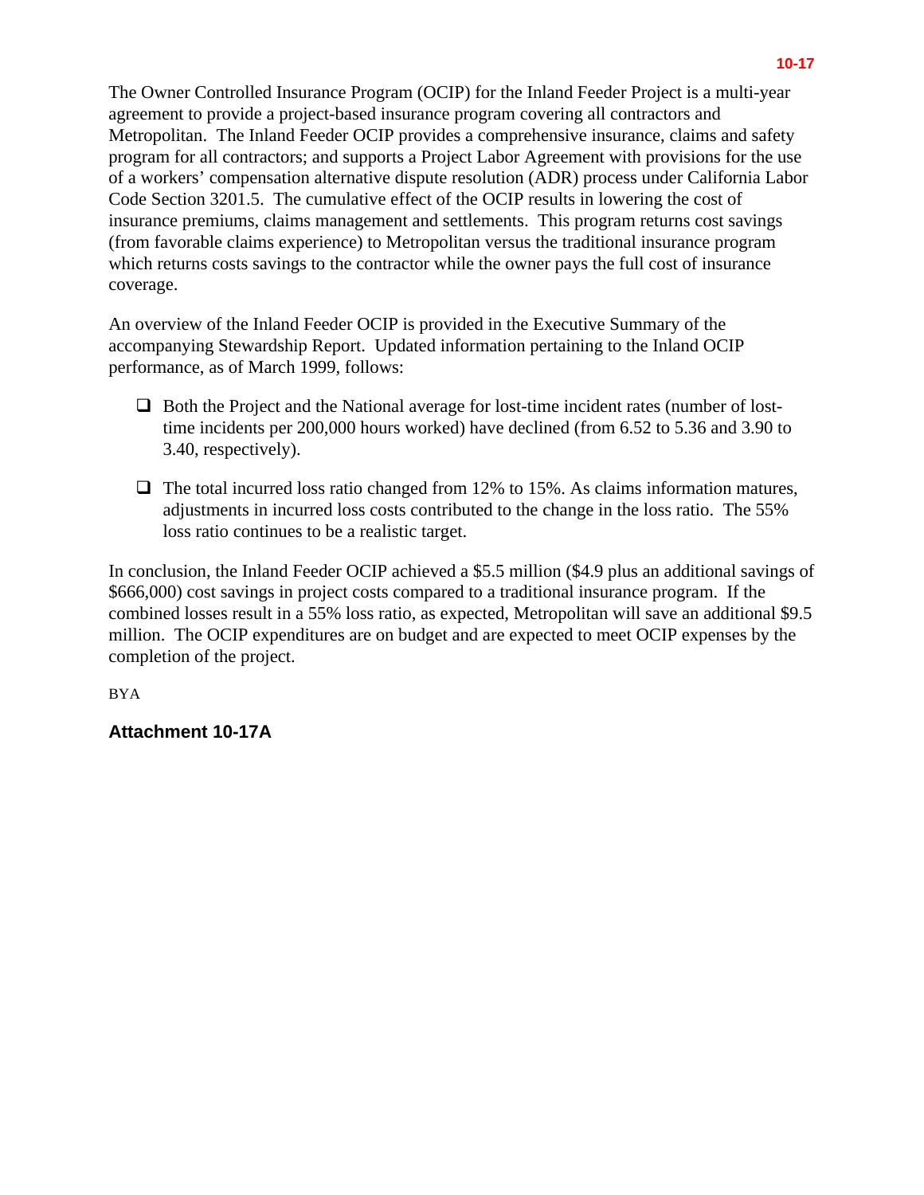The Owner Controlled Insurance Program (OCIP) for the Inland Feeder Project is a multi-year agreement to provide a project-based insurance program covering all contractors and Metropolitan. The Inland Feeder OCIP provides a comprehensive insurance, claims and safety program for all contractors; and supports a Project Labor Agreement with provisions for the use of a workers' compensation alternative dispute resolution (ADR) process under California Labor Code Section 3201.5. The cumulative effect of the OCIP results in lowering the cost of insurance premiums, claims management and settlements. This program returns cost savings (from favorable claims experience) to Metropolitan versus the traditional insurance program which returns costs savings to the contractor while the owner pays the full cost of insurance coverage.

An overview of the Inland Feeder OCIP is provided in the Executive Summary of the accompanying Stewardship Report. Updated information pertaining to the Inland OCIP performance, as of March 1999, follows:

- Both the Project and the National average for lost-time incident rates (number of lost-time incidents per 200,000 hours worked) have declined (from 6.52 to 5.36 and 3.90 to 3.40, respectively).
- The total incurred loss ratio changed from 12% to 15%. As claims information matures, adjustments in incurred loss costs contributed to the change in the loss ratio. The 55% loss ratio continues to be a realistic target.

In conclusion, the Inland Feeder OCIP achieved a $5.5 million ($4.9 plus an additional savings of $666,000) cost savings in project costs compared to a traditional insurance program. If the combined losses result in a 55% loss ratio, as expected, Metropolitan will save an additional $9.5 million. The OCIP expenditures are on budget and are expected to meet OCIP expenses by the completion of the project.

BYA

**Attachment 10-17A**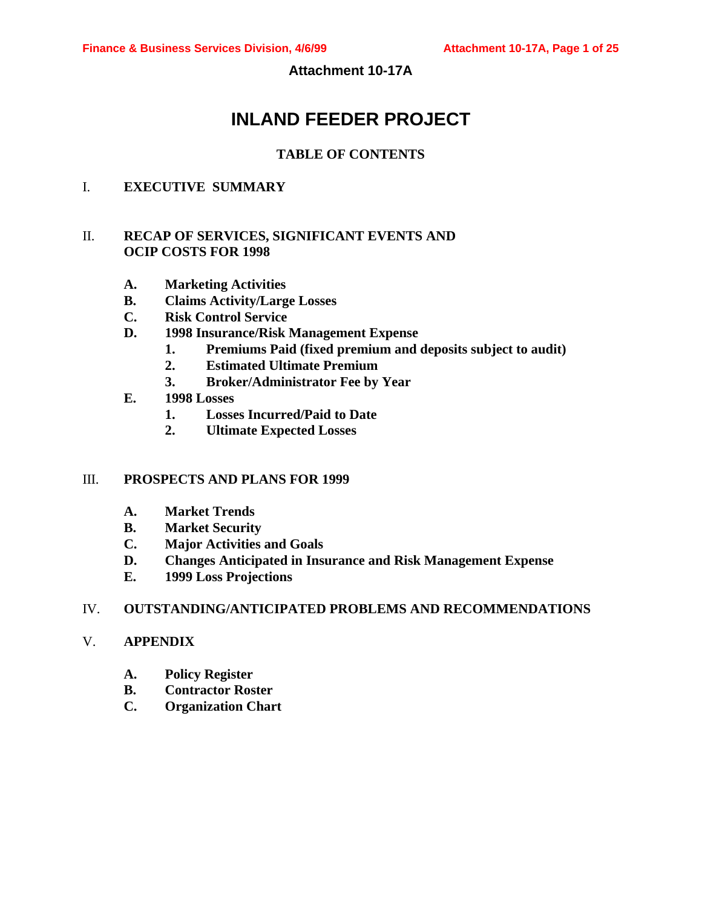**Attachment 10-17A**

# INLAND FEEDER PROJECT

## TABLE OF CONTENTS

I. **EXECUTIVE SUMMARY**

II. **RECAP OF SERVICES, SIGNIFICANT EVENTS AND OCIP COSTS FOR 1998**

- **A. Marketing Activities**
- **B. Claims Activity/Large Losses**
- **C. Risk Control Service**
- **D. 1998 Insurance/Risk Management Expense**
  - **1. Premiums Paid (fixed premium and deposits subject to audit)**
  - **2. Estimated Ultimate Premium**
  - **3. Broker/Administrator Fee by Year**
- **E. 1998 Losses**
  - **1. Losses Incurred/Paid to Date**
  - **2. Ultimate Expected Losses**

III. **PROSPECTS AND PLANS FOR 1999**

- **A. Market Trends**
- **B. Market Security**
- **C. Major Activities and Goals**
- **D. Changes Anticipated in Insurance and Risk Management Expense**
- **E. 1999 Loss Projections**

IV. **OUTSTANDING/ANTICIPATED PROBLEMS AND RECOMMENDATIONS**

V. **APPENDIX**

- **A. Policy Register**
- **B. Contractor Roster**
- **C. Organization Chart**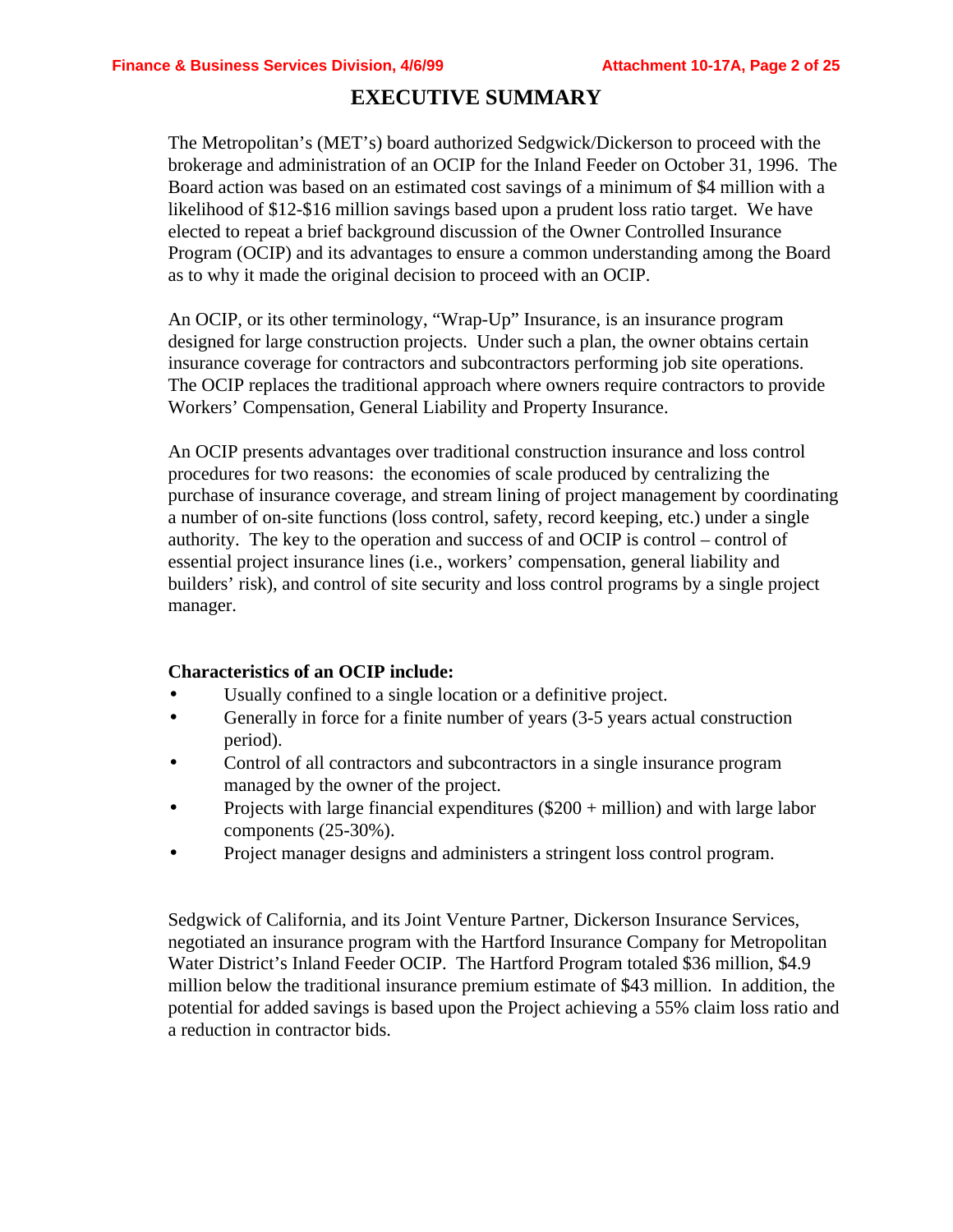# EXECUTIVE SUMMARY

The Metropolitan's (MET's) board authorized Sedgwick/Dickerson to proceed with the brokerage and administration of an OCIP for the Inland Feeder on October 31, 1996. The Board action was based on an estimated cost savings of a minimum of $4 million with a likelihood of $12-$16 million savings based upon a prudent loss ratio target. We have elected to repeat a brief background discussion of the Owner Controlled Insurance Program (OCIP) and its advantages to ensure a common understanding among the Board as to why it made the original decision to proceed with an OCIP.

An OCIP, or its other terminology, "Wrap-Up" Insurance, is an insurance program designed for large construction projects. Under such a plan, the owner obtains certain insurance coverage for contractors and subcontractors performing job site operations. The OCIP replaces the traditional approach where owners require contractors to provide Workers' Compensation, General Liability and Property Insurance.

An OCIP presents advantages over traditional construction insurance and loss control procedures for two reasons: the economies of scale produced by centralizing the purchase of insurance coverage, and stream lining of project management by coordinating a number of on-site functions (loss control, safety, record keeping, etc.) under a single authority. The key to the operation and success of and OCIP is control – control of essential project insurance lines (i.e., workers' compensation, general liability and builders' risk), and control of site security and loss control programs by a single project manager.

**Characteristics of an OCIP include:**

- Usually confined to a single location or a definitive project.
- Generally in force for a finite number of years (3-5 years actual construction period).
- Control of all contractors and subcontractors in a single insurance program managed by the owner of the project.
- Projects with large financial expenditures ($200 + million) and with large labor components (25-30%).
- Project manager designs and administers a stringent loss control program.

Sedgwick of California, and its Joint Venture Partner, Dickerson Insurance Services, negotiated an insurance program with the Hartford Insurance Company for Metropolitan Water District's Inland Feeder OCIP. The Hartford Program totaled $36 million, $4.9 million below the traditional insurance premium estimate of $43 million. In addition, the potential for added savings is based upon the Project achieving a 55% claim loss ratio and a reduction in contractor bids.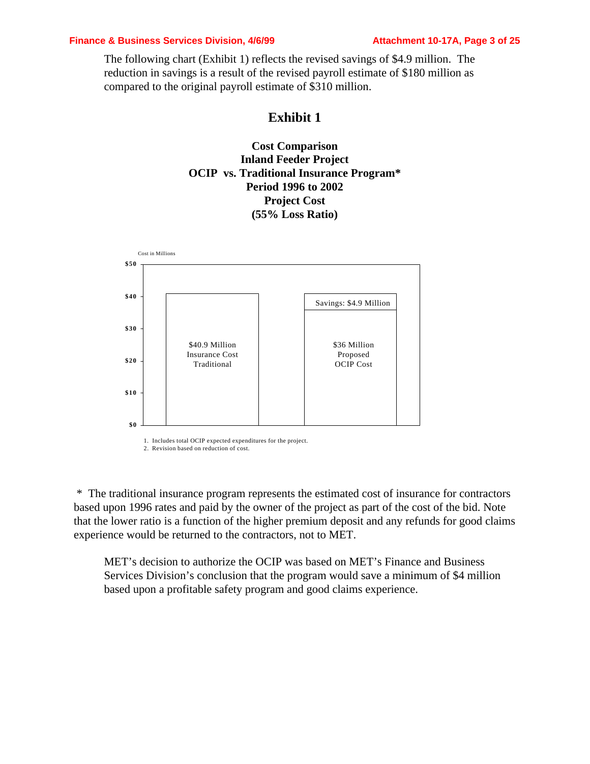The following chart (Exhibit 1) reflects the revised savings of $4.9 million. The reduction in savings is a result of the revised payroll estimate of $180 million as compared to the original payroll estimate of $310 million.

## Exhibit 1

### Cost Comparison
### Inland Feeder Project
### OCIP vs. Traditional Insurance Program*
### Period 1996 to 2002
### Project Cost
### (55% Loss Ratio)

Cost in Millions

$50

$40

$30

$20

$10

$0

$40.9 Million Insurance Cost Traditional

Savings: $4.9 Million

$36 Million Proposed OCIP Cost

1. Includes total OCIP expected expenditures for the project.
2. Revision based on reduction of cost.

\* The traditional insurance program represents the estimated cost of insurance for contractors based upon 1996 rates and paid by the owner of the project as part of the cost of the bid. Note that the lower ratio is a function of the higher premium deposit and any refunds for good claims experience would be returned to the contractors, not to MET.

MET's decision to authorize the OCIP was based on MET's Finance and Business Services Division's conclusion that the program would save a minimum of $4 million based upon a profitable safety program and good claims experience.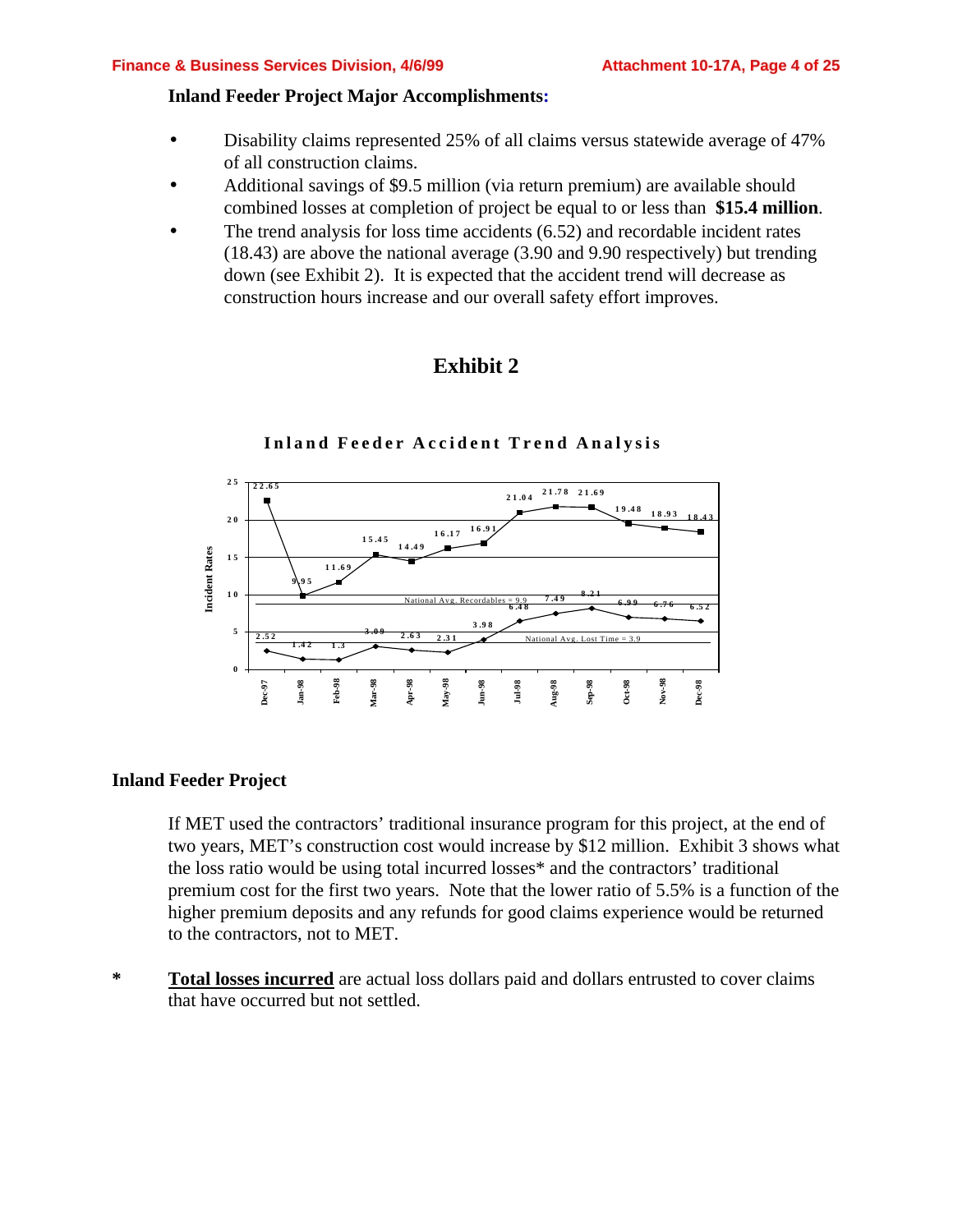**Inland Feeder Project Major Accomplishments:**

- Disability claims represented 25% of all claims versus statewide average of 47% of all construction claims.
- Additional savings of $9.5 million (via return premium) are available should combined losses at completion of project be equal to or less than **$15.4 million**.
- The trend analysis for loss time accidents (6.52) and recordable incident rates (18.43) are above the national average (3.90 and 9.90 respectively) but trending down (see Exhibit 2). It is expected that the accident trend will decrease as construction hours increase and our overall safety effort improves.

## Exhibit 2

**Inland Feeder Accident Trend Analysis**

| Month | Recordable Incident Rate | Lost Time Incident Rate |
|---|---|---|
| Dec-97 | 22.65 | 2.52 |
| Jan-98 | 9.95 | 1.42 |
| Feb-98 | 11.69 | 1.3 |
| Mar-98 | 15.45 | 3.09 |
| Apr-98 | 14.49 | 2.63 |
| May-98 | 16.17 | 2.31 |
| Jun-98 | 16.91 | 3.98 |
| Jul-98 | 21.04 | 6.48 |
| Aug-98 | 21.78 | 7.49 |
| Sep-98 | 21.69 | 8.21 |
| Oct-98 | 19.48 | 6.99 |
| Nov-98 | 18.93 | 6.76 |
| Dec-98 | 18.43 | 6.52 |

National Avg. Recordables = 9.9

National Avg. Lost Time = 3.9

## Inland Feeder Project

If MET used the contractors' traditional insurance program for this project, at the end of two years, MET's construction cost would increase by $12 million. Exhibit 3 shows what the loss ratio would be using total incurred losses* and the contractors' traditional premium cost for the first two years. Note that the lower ratio of 5.5% is a function of the higher premium deposits and any refunds for good claims experience would be returned to the contractors, not to MET.

\* **Total losses incurred** are actual loss dollars paid and dollars entrusted to cover claims that have occurred but not settled.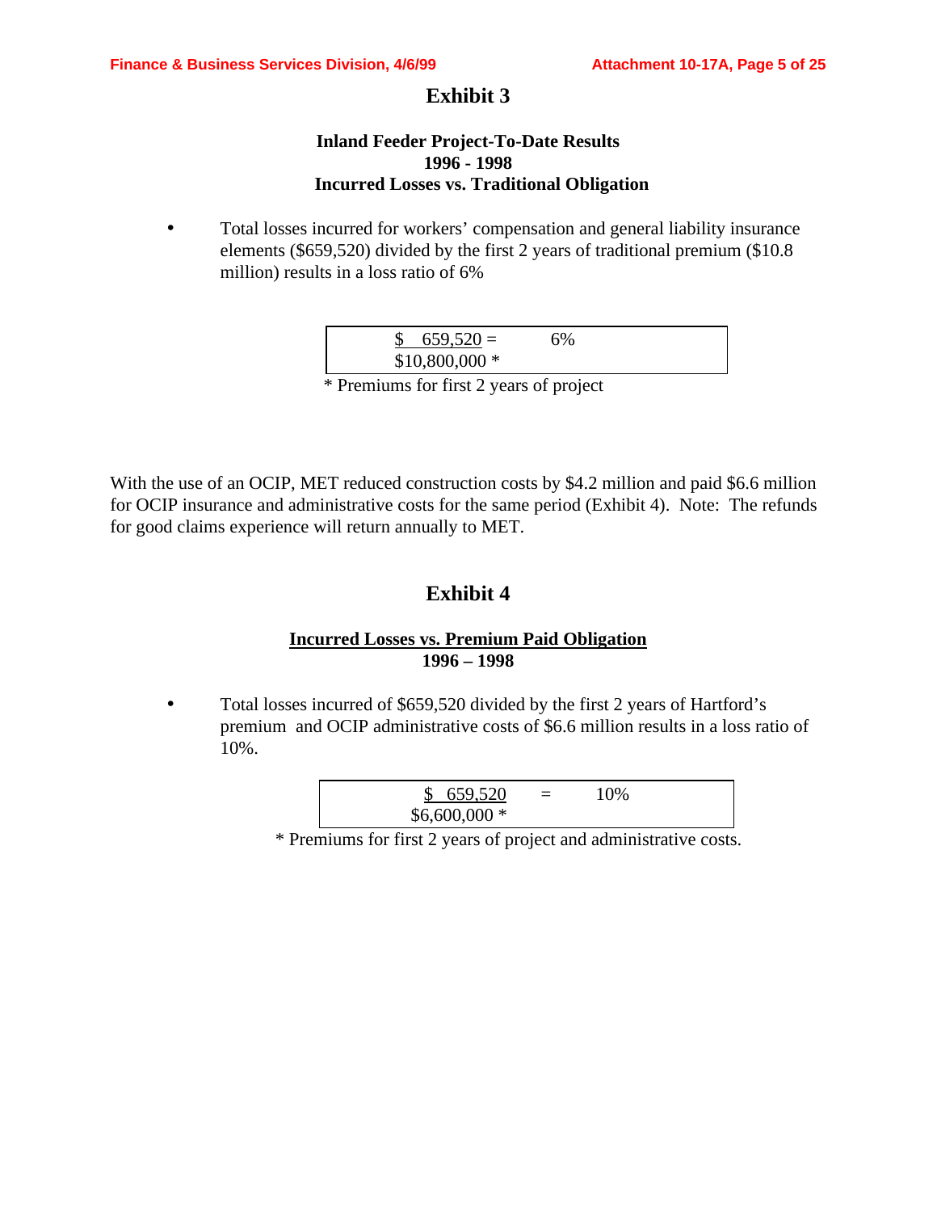# Exhibit 3

### Inland Feeder Project-To-Date Results
### 1996 - 1998
### Incurred Losses vs. Traditional Obligation

- Total losses incurred for workers' compensation and general liability insurance elements ($659,520) divided by the first 2 years of traditional premium ($10.8 million) results in a loss ratio of 6%

| $\frac{\$\ 659,520}{\$10,800,000\ *}$ = 6% |
|---|

\* Premiums for first 2 years of project

With the use of an OCIP, MET reduced construction costs by $4.2 million and paid $6.6 million for OCIP insurance and administrative costs for the same period (Exhibit 4). Note: The refunds for good claims experience will return annually to MET.

# Exhibit 4

### Incurred Losses vs. Premium Paid Obligation
### 1996 – 1998

- Total losses incurred of $659,520 divided by the first 2 years of Hartford's premium and OCIP administrative costs of $6.6 million results in a loss ratio of 10%.

| $\frac{\$\ 659,520}{\$6,600,000\ *}$ = 10% |
|---|

\* Premiums for first 2 years of project and administrative costs.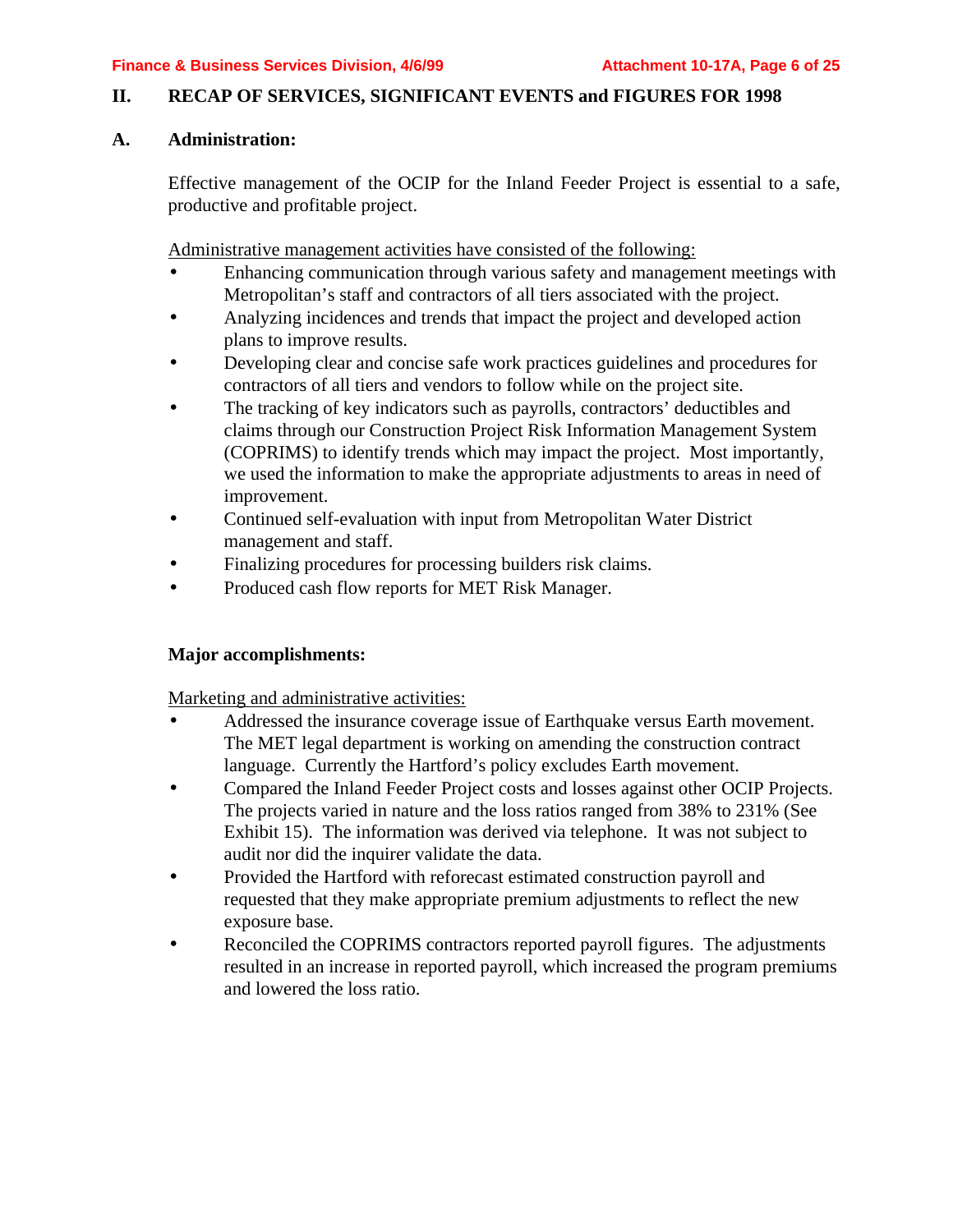## II. RECAP OF SERVICES, SIGNIFICANT EVENTS and FIGURES FOR 1998

### A. Administration:

Effective management of the OCIP for the Inland Feeder Project is essential to a safe, productive and profitable project.

Administrative management activities have consisted of the following:

- Enhancing communication through various safety and management meetings with Metropolitan's staff and contractors of all tiers associated with the project.
- Analyzing incidences and trends that impact the project and developed action plans to improve results.
- Developing clear and concise safe work practices guidelines and procedures for contractors of all tiers and vendors to follow while on the project site.
- The tracking of key indicators such as payrolls, contractors' deductibles and claims through our Construction Project Risk Information Management System (COPRIMS) to identify trends which may impact the project. Most importantly, we used the information to make the appropriate adjustments to areas in need of improvement.
- Continued self-evaluation with input from Metropolitan Water District management and staff.
- Finalizing procedures for processing builders risk claims.
- Produced cash flow reports for MET Risk Manager.

**Major accomplishments:**

Marketing and administrative activities:

- Addressed the insurance coverage issue of Earthquake versus Earth movement. The MET legal department is working on amending the construction contract language. Currently the Hartford's policy excludes Earth movement.
- Compared the Inland Feeder Project costs and losses against other OCIP Projects. The projects varied in nature and the loss ratios ranged from 38% to 231% (See Exhibit 15). The information was derived via telephone. It was not subject to audit nor did the inquirer validate the data.
- Provided the Hartford with reforecast estimated construction payroll and requested that they make appropriate premium adjustments to reflect the new exposure base.
- Reconciled the COPRIMS contractors reported payroll figures. The adjustments resulted in an increase in reported payroll, which increased the program premiums and lowered the loss ratio.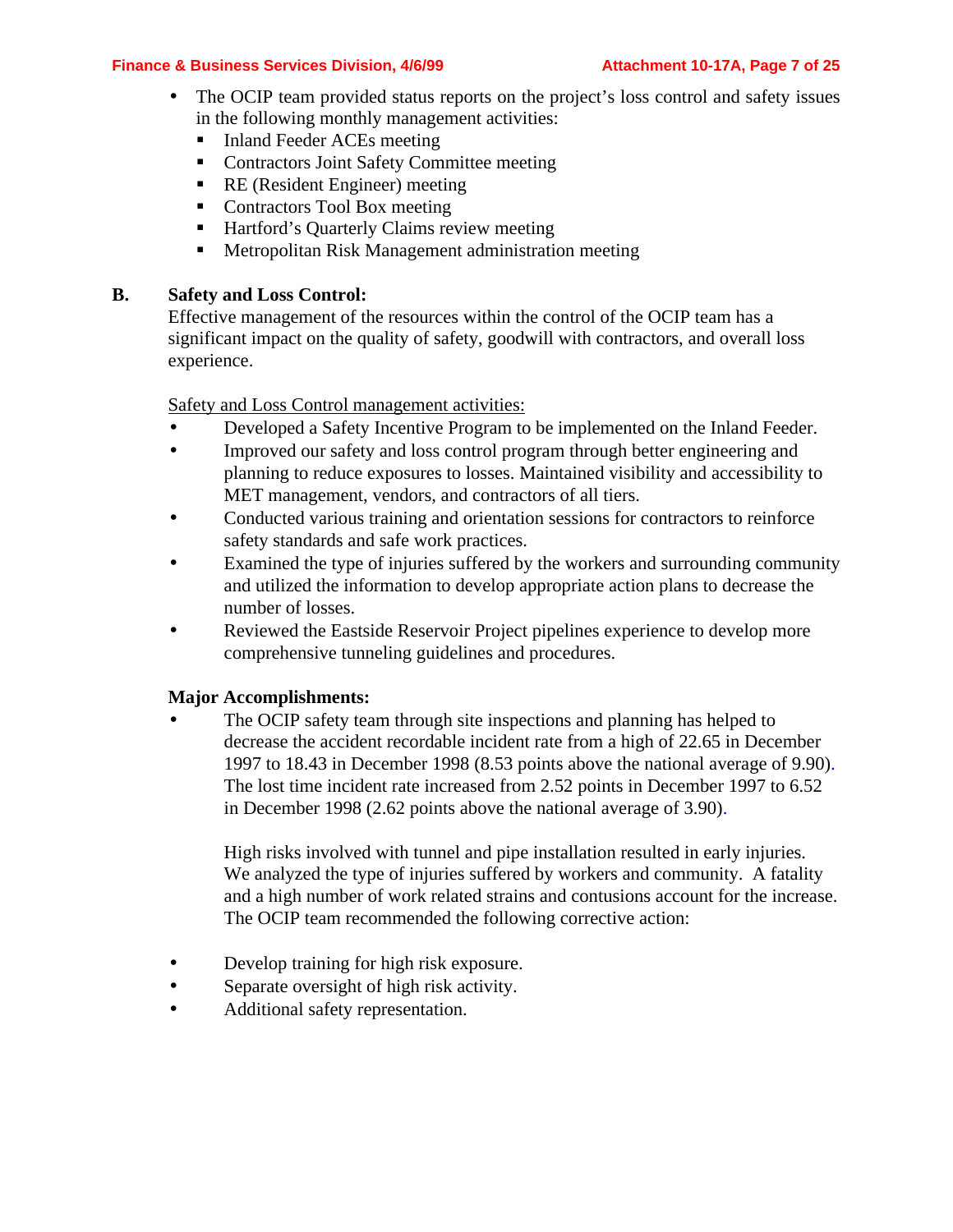- The OCIP team provided status reports on the project's loss control and safety issues in the following monthly management activities:
  - Inland Feeder ACEs meeting
  - Contractors Joint Safety Committee meeting
  - RE (Resident Engineer) meeting
  - Contractors Tool Box meeting
  - Hartford's Quarterly Claims review meeting
  - Metropolitan Risk Management administration meeting

**B. Safety and Loss Control:**

Effective management of the resources within the control of the OCIP team has a significant impact on the quality of safety, goodwill with contractors, and overall loss experience.

Safety and Loss Control management activities:

- Developed a Safety Incentive Program to be implemented on the Inland Feeder.
- Improved our safety and loss control program through better engineering and planning to reduce exposures to losses. Maintained visibility and accessibility to MET management, vendors, and contractors of all tiers.
- Conducted various training and orientation sessions for contractors to reinforce safety standards and safe work practices.
- Examined the type of injuries suffered by the workers and surrounding community and utilized the information to develop appropriate action plans to decrease the number of losses.
- Reviewed the Eastside Reservoir Project pipelines experience to develop more comprehensive tunneling guidelines and procedures.

**Major Accomplishments:**

- The OCIP safety team through site inspections and planning has helped to decrease the accident recordable incident rate from a high of 22.65 in December 1997 to 18.43 in December 1998 (8.53 points above the national average of 9.90). The lost time incident rate increased from 2.52 points in December 1997 to 6.52 in December 1998 (2.62 points above the national average of 3.90).

  High risks involved with tunnel and pipe installation resulted in early injuries. We analyzed the type of injuries suffered by workers and community. A fatality and a high number of work related strains and contusions account for the increase. The OCIP team recommended the following corrective action:

- Develop training for high risk exposure.
- Separate oversight of high risk activity.
- Additional safety representation.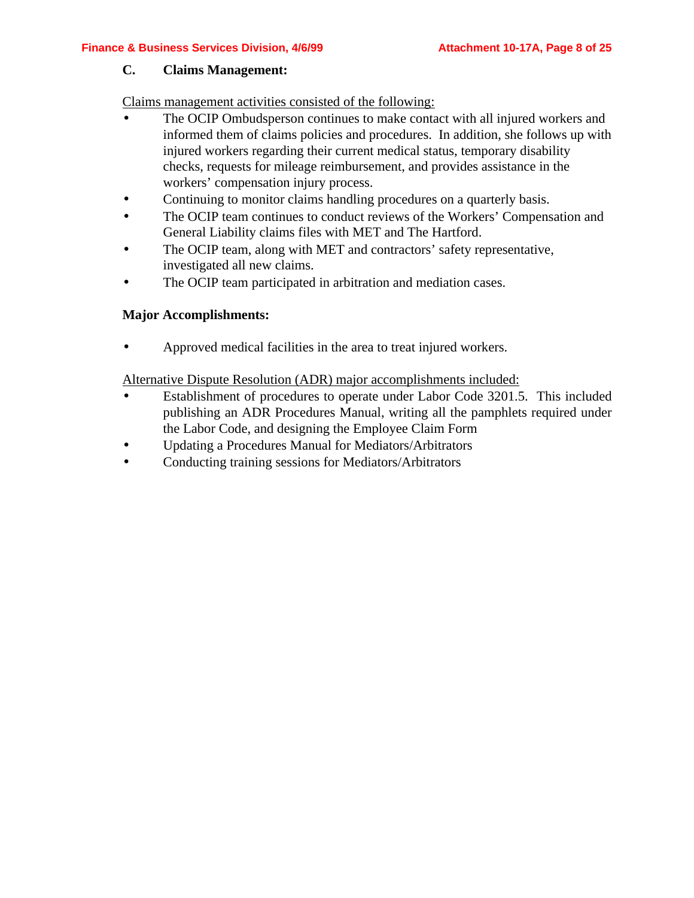### C. Claims Management:

Claims management activities consisted of the following:

- The OCIP Ombudsperson continues to make contact with all injured workers and informed them of claims policies and procedures. In addition, she follows up with injured workers regarding their current medical status, temporary disability checks, requests for mileage reimbursement, and provides assistance in the workers' compensation injury process.
- Continuing to monitor claims handling procedures on a quarterly basis.
- The OCIP team continues to conduct reviews of the Workers' Compensation and General Liability claims files with MET and The Hartford.
- The OCIP team, along with MET and contractors' safety representative, investigated all new claims.
- The OCIP team participated in arbitration and mediation cases.

**Major Accomplishments:**

- Approved medical facilities in the area to treat injured workers.

Alternative Dispute Resolution (ADR) major accomplishments included:

- Establishment of procedures to operate under Labor Code 3201.5. This included publishing an ADR Procedures Manual, writing all the pamphlets required under the Labor Code, and designing the Employee Claim Form
- Updating a Procedures Manual for Mediators/Arbitrators
- Conducting training sessions for Mediators/Arbitrators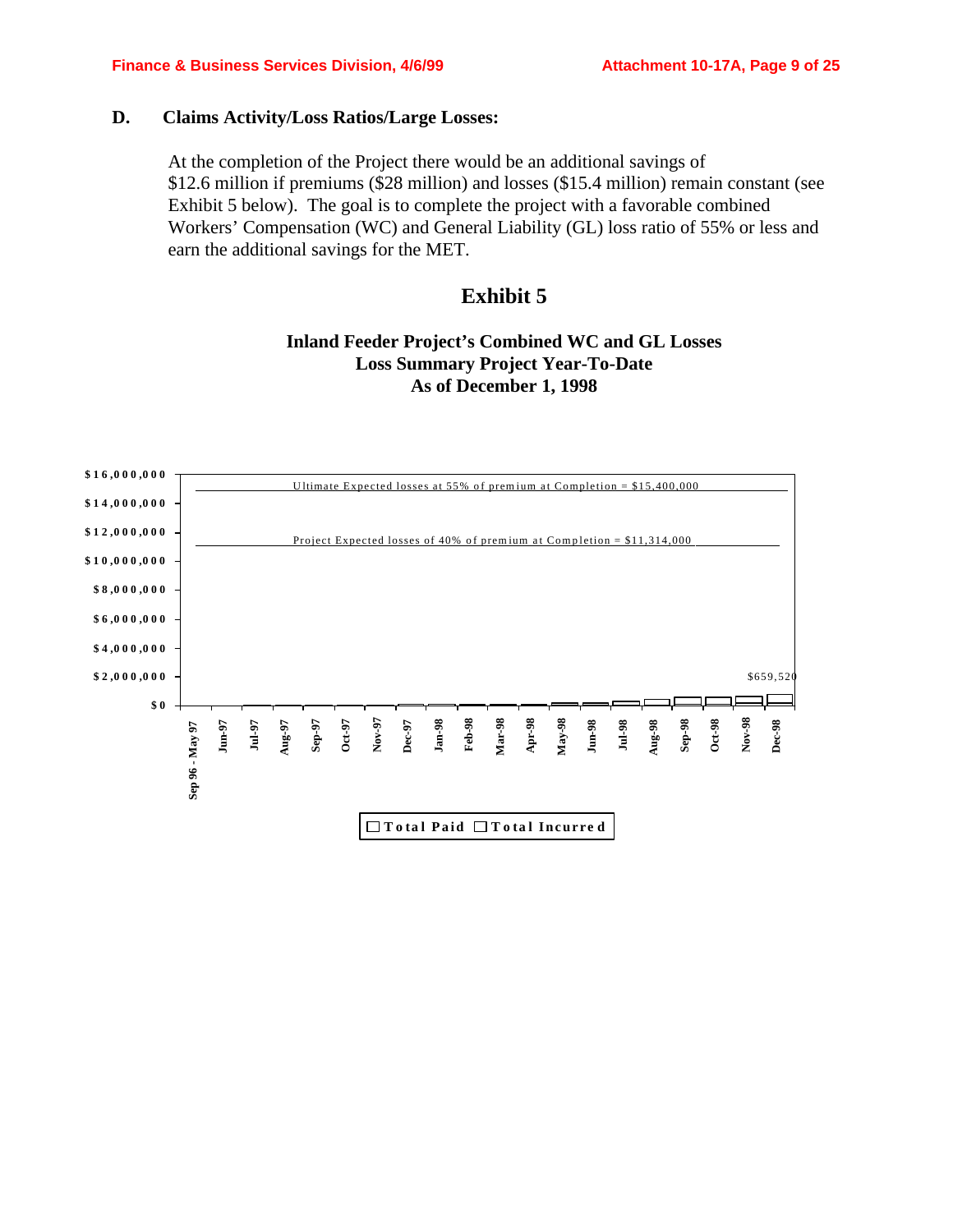### D. Claims Activity/Loss Ratios/Large Losses:

At the completion of the Project there would be an additional savings of $12.6 million if premiums ($28 million) and losses ($15.4 million) remain constant (see Exhibit 5 below). The goal is to complete the project with a favorable combined Workers' Compensation (WC) and General Liability (GL) loss ratio of 55% or less and earn the additional savings for the MET.

## Exhibit 5

**Inland Feeder Project's Combined WC and GL Losses**
**Loss Summary Project Year-To-Date**
**As of December 1, 1998**

Ultimate Expected losses at 55% of premium at Completion = $15,400,000

Project Expected losses of 40% of premium at Completion = $11,314,000

$659,520

$16,000,000
$14,000,000
$12,000,000
$10,000,000
$8,000,000
$6,000,000
$4,000,000
$2,000,000
$0

Sep 96 - May 97, Jun-97, Jul-97, Aug-97, Sep-97, Oct-97, Nov-97, Dec-97, Jan-98, Feb-98, Mar-98, Apr-98, May-98, Jun-98, Jul-98, Aug-98, Sep-98, Oct-98, Nov-98, Dec-98

Total Paid | Total Incurred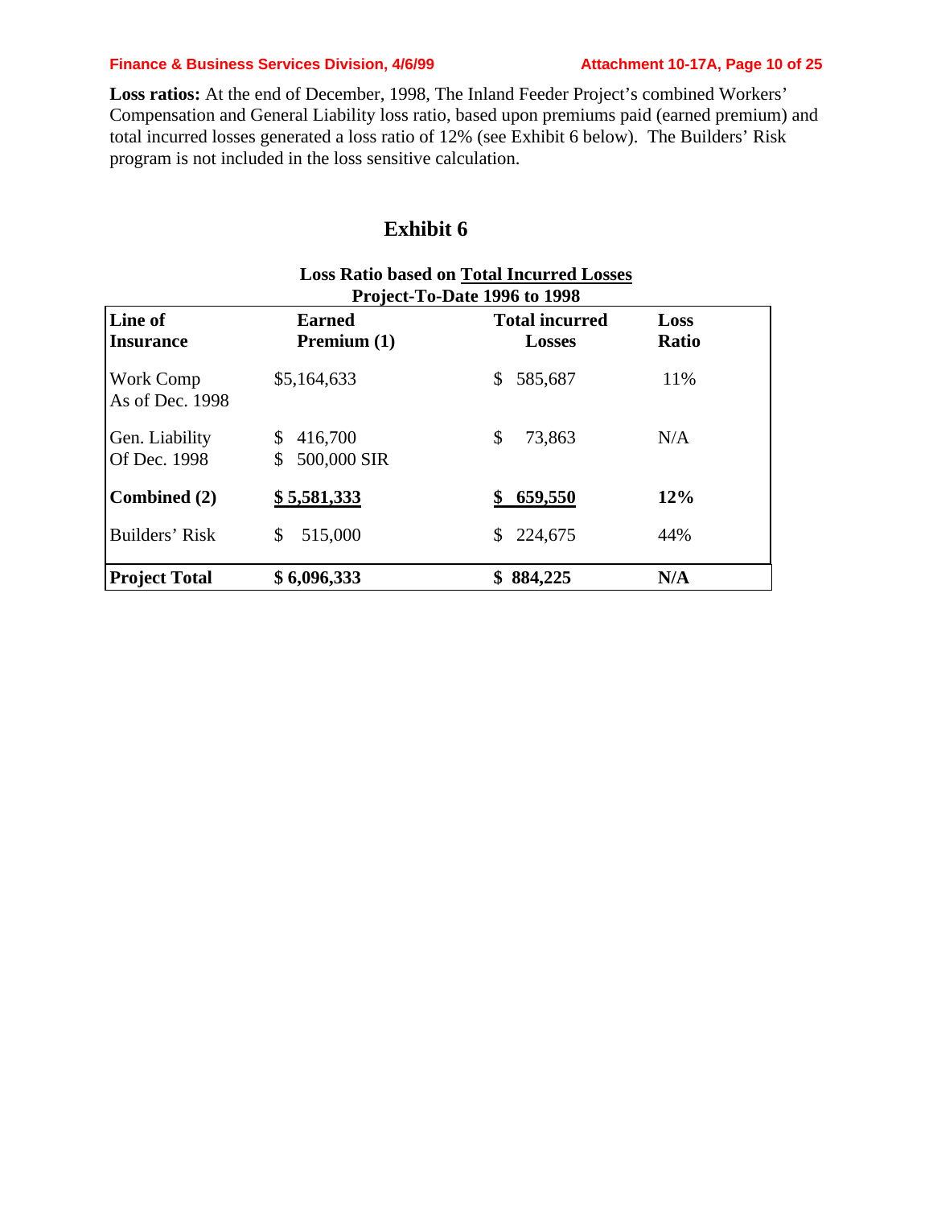**Loss ratios:** At the end of December, 1998, The Inland Feeder Project's combined Workers' Compensation and General Liability loss ratio, based upon premiums paid (earned premium) and total incurred losses generated a loss ratio of 12% (see Exhibit 6 below). The Builders' Risk program is not included in the loss sensitive calculation.

## Exhibit 6

**Loss Ratio based on Total Incurred Losses**
**Project-To-Date 1996 to 1998**

| Line of Insurance | Earned Premium (1) | Total incurred Losses | Loss Ratio |
|---|---|---|---|
| Work Comp As of Dec. 1998 | $5,164,633 | $ 585,687 | 11% |
| Gen. Liability Of Dec. 1998 | $ 416,700<br>$ 500,000 SIR | $ 73,863 | N/A |
| **Combined (2)** | **$ 5,581,333** | **$ 659,550** | **12%** |
| Builders' Risk | $ 515,000 | $ 224,675 | 44% |
| **Project Total** | **$ 6,096,333** | **$ 884,225** | **N/A** |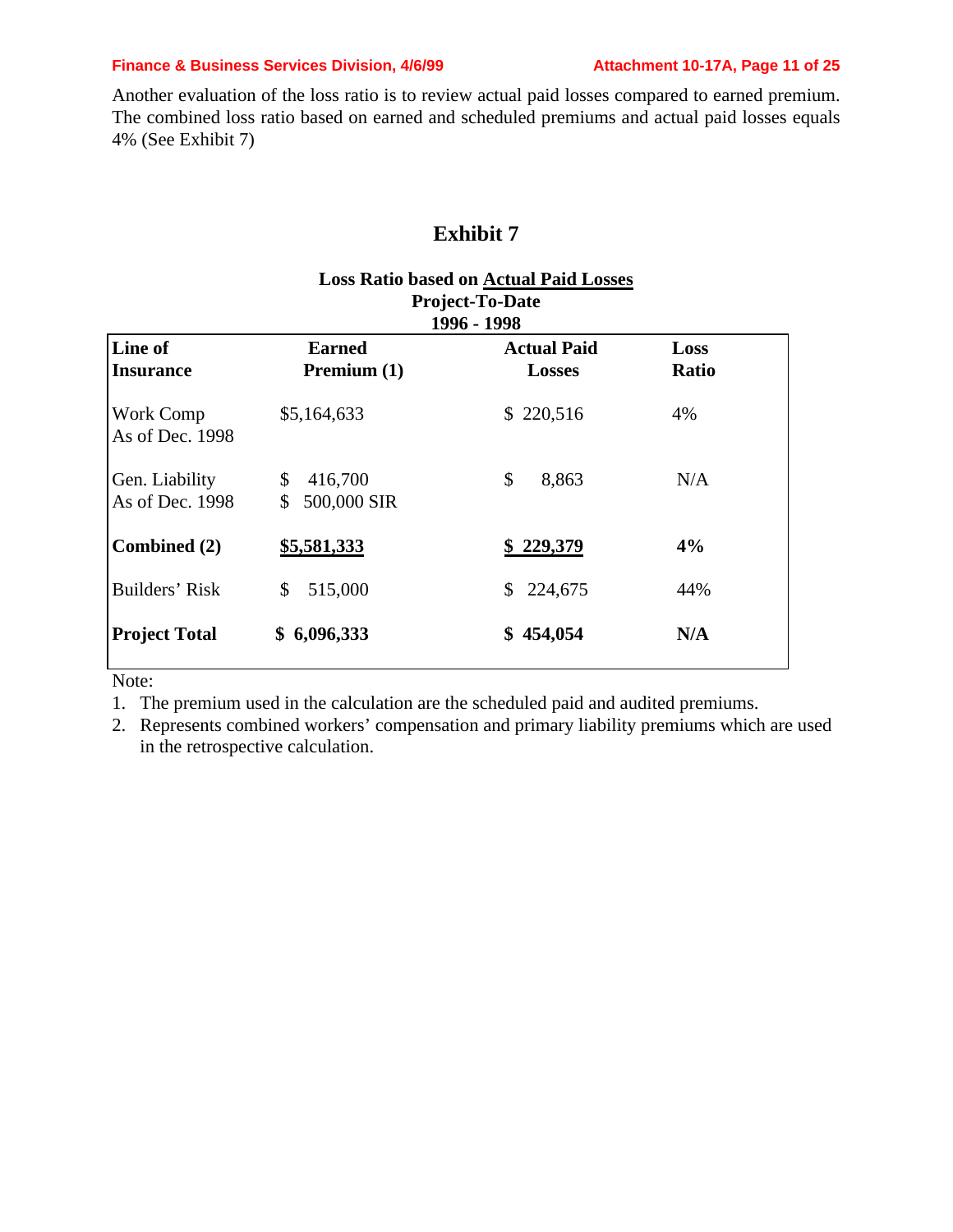Another evaluation of the loss ratio is to review actual paid losses compared to earned premium. The combined loss ratio based on earned and scheduled premiums and actual paid losses equals 4% (See Exhibit 7)

# Exhibit 7

**Loss Ratio based on Actual Paid Losses**
**Project-To-Date**
**1996 - 1998**

| Line of Insurance | Earned Premium (1) | Actual Paid Losses | Loss Ratio |
|---|---|---|---|
| Work Comp As of Dec. 1998 | $5,164,633 | $ 220,516 | 4% |
| Gen. Liability As of Dec. 1998 | $ 416,700<br>$ 500,000 SIR | $ 8,863 | N/A |
| **Combined (2)** | **$5,581,333** | **$ 229,379** | **4%** |
| Builders' Risk | $ 515,000 | $ 224,675 | 44% |
| **Project Total** | **$ 6,096,333** | **$ 454,054** | **N/A** |

Note:

1. The premium used in the calculation are the scheduled paid and audited premiums.
2. Represents combined workers' compensation and primary liability premiums which are used in the retrospective calculation.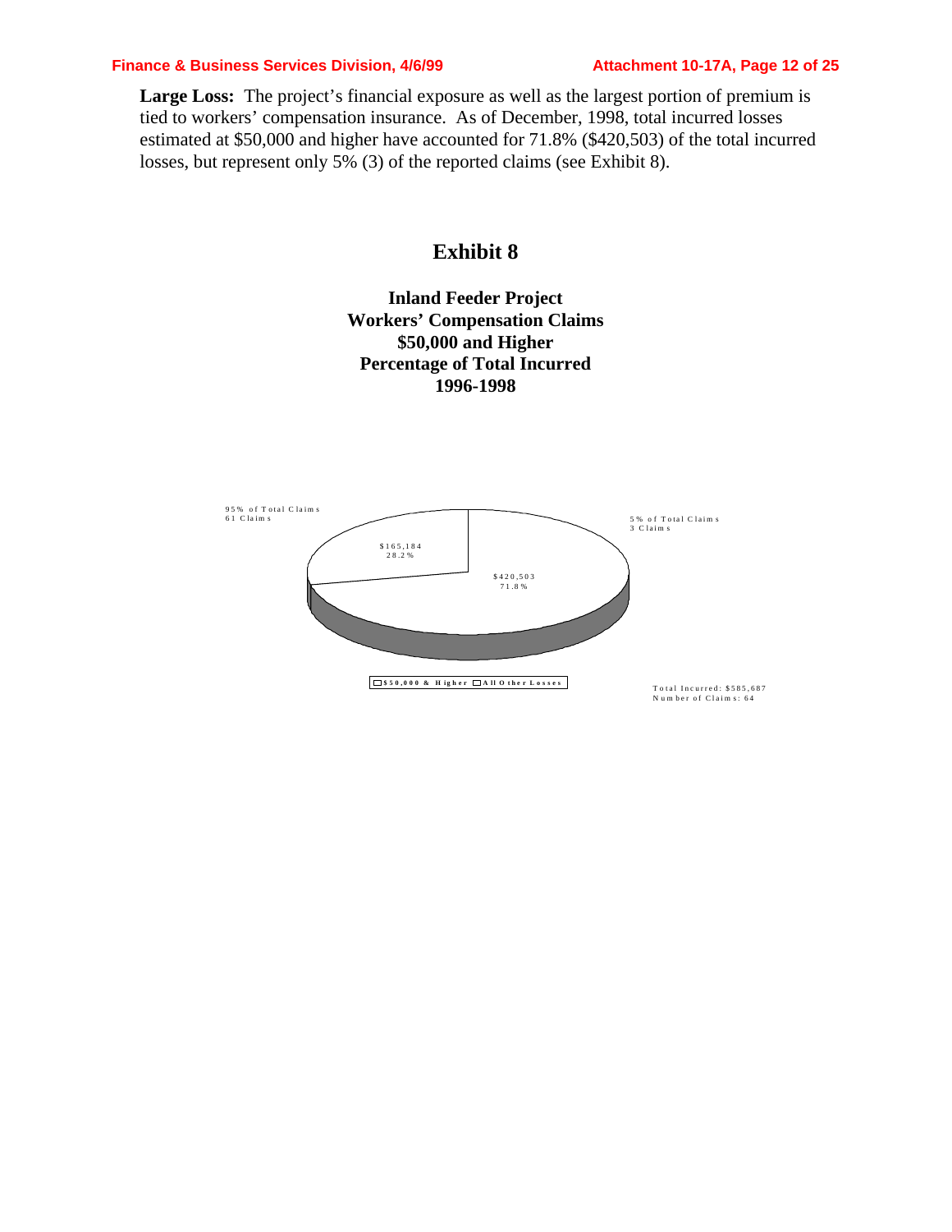**Large Loss:** The project's financial exposure as well as the largest portion of premium is tied to workers' compensation insurance. As of December, 1998, total incurred losses estimated at $50,000 and higher have accounted for 71.8% ($420,503) of the total incurred losses, but represent only 5% (3) of the reported claims (see Exhibit 8).

## Exhibit 8

**Inland Feeder Project**
**Workers' Compensation Claims**
**$50,000 and Higher**
**Percentage of Total Incurred**
**1996-1998**

95% of Total Claims
61 Claims

$165,184
28.2%

5% of Total Claims
3 Claims

$420,503
71.8%

$50,000 & Higher | All Other Losses

Total Incurred: $585,687
Number of Claims: 64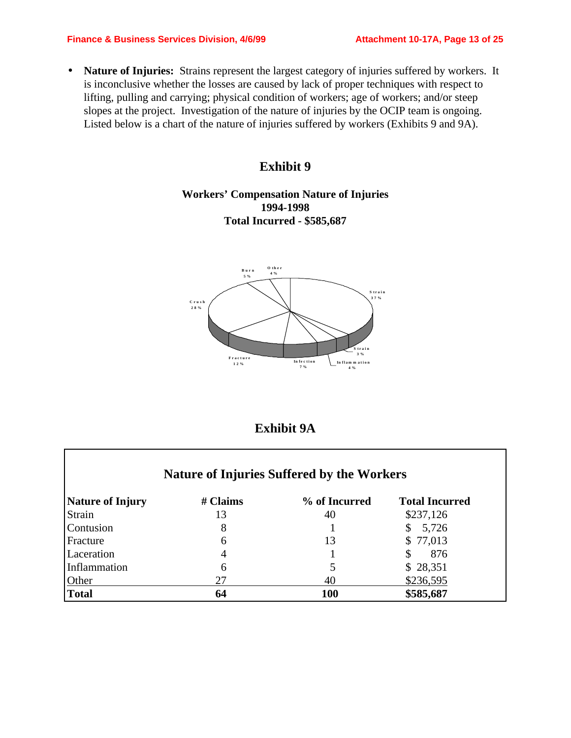- **Nature of Injuries:** Strains represent the largest category of injuries suffered by workers. It is inconclusive whether the losses are caused by lack of proper techniques with respect to lifting, pulling and carrying; physical condition of workers; age of workers; and/or steep slopes at the project. Investigation of the nature of injuries by the OCIP team is ongoing. Listed below is a chart of the nature of injuries suffered by workers (Exhibits 9 and 9A).

## Exhibit 9

**Workers' Compensation Nature of Injuries**
**1994-1998**
**Total Incurred - $585,687**

Burn 5%
Other 4%
Strain 37%
Crush 28%
Strain 3%
Fracture 12%
Infection 7%
Inflammation 4%

## Exhibit 9A

**Nature of Injuries Suffered by the Workers**

| Nature of Injury | # Claims | % of Incurred | Total Incurred |
|---|---|---|---|
| Strain | 13 | 40 | $237,126 |
| Contusion | 8 | 1 | $ 5,726 |
| Fracture | 6 | 13 | $ 77,013 |
| Laceration | 4 | 1 | $ 876 |
| Inflammation | 6 | 5 | $ 28,351 |
| Other | 27 | 40 | $236,595 |
| **Total** | **64** | **100** | **$585,687** |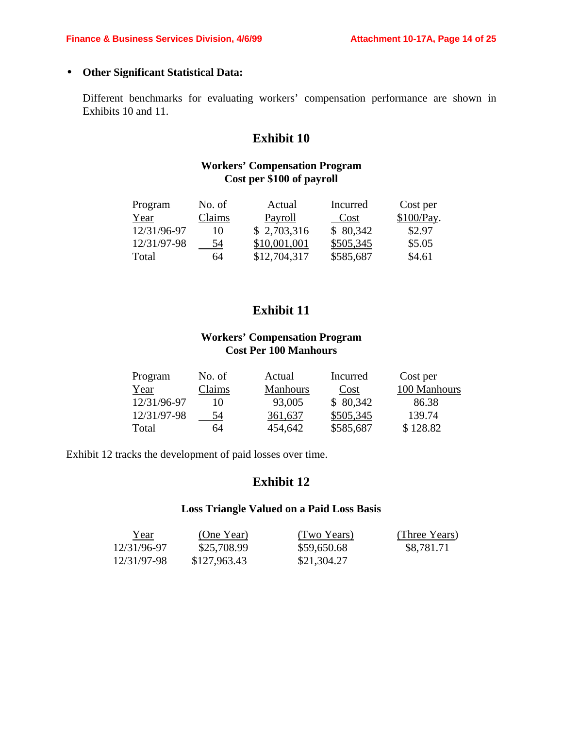- **Other Significant Statistical Data:**

  Different benchmarks for evaluating workers' compensation performance are shown in Exhibits 10 and 11.

## Exhibit 10

### Workers' Compensation Program
### Cost per $100 of payroll

| Program Year | No. of Claims | Actual Payroll | Incurred Cost | Cost per $100/Pay. |
|---|---|---|---|---|
| 12/31/96-97 | 10 | $ 2,703,316 | $ 80,342 | $2.97 |
| 12/31/97-98 | 54 | $10,001,001 | $505,345 | $5.05 |
| Total | 64 | $12,704,317 | $585,687 | $4.61 |

## Exhibit 11

### Workers' Compensation Program
### Cost Per 100 Manhours

| Program Year | No. of Claims | Actual Manhours | Incurred Cost | Cost per 100 Manhours |
|---|---|---|---|---|
| 12/31/96-97 | 10 | 93,005 | $ 80,342 | 86.38 |
| 12/31/97-98 | 54 | 361,637 | $505,345 | 139.74 |
| Total | 64 | 454,642 | $585,687 | $ 128.82 |

Exhibit 12 tracks the development of paid losses over time.

## Exhibit 12

### Loss Triangle Valued on a Paid Loss Basis

| Year | (One Year) | (Two Years) | (Three Years) |
|---|---|---|---|
| 12/31/96-97 | $25,708.99 | $59,650.68 | $8,781.71 |
| 12/31/97-98 | $127,963.43 | $21,304.27 | |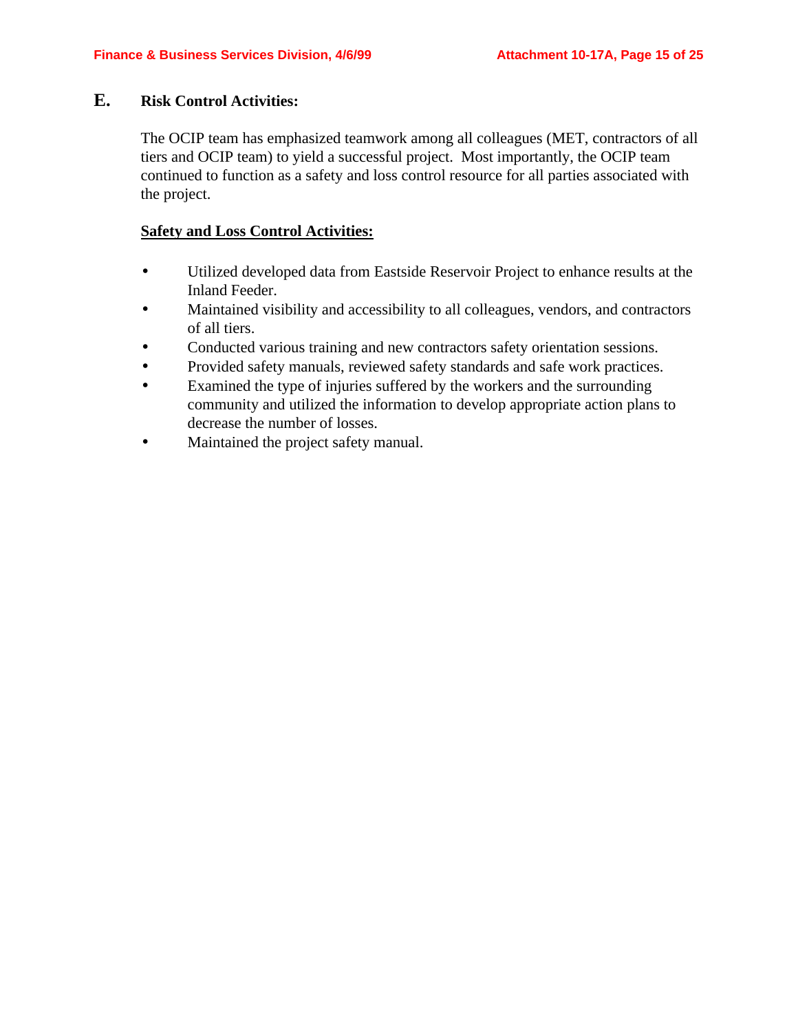## E. Risk Control Activities:

The OCIP team has emphasized teamwork among all colleagues (MET, contractors of all tiers and OCIP team) to yield a successful project. Most importantly, the OCIP team continued to function as a safety and loss control resource for all parties associated with the project.

**Safety and Loss Control Activities:**

- Utilized developed data from Eastside Reservoir Project to enhance results at the Inland Feeder.
- Maintained visibility and accessibility to all colleagues, vendors, and contractors of all tiers.
- Conducted various training and new contractors safety orientation sessions.
- Provided safety manuals, reviewed safety standards and safe work practices.
- Examined the type of injuries suffered by the workers and the surrounding community and utilized the information to develop appropriate action plans to decrease the number of losses.
- Maintained the project safety manual.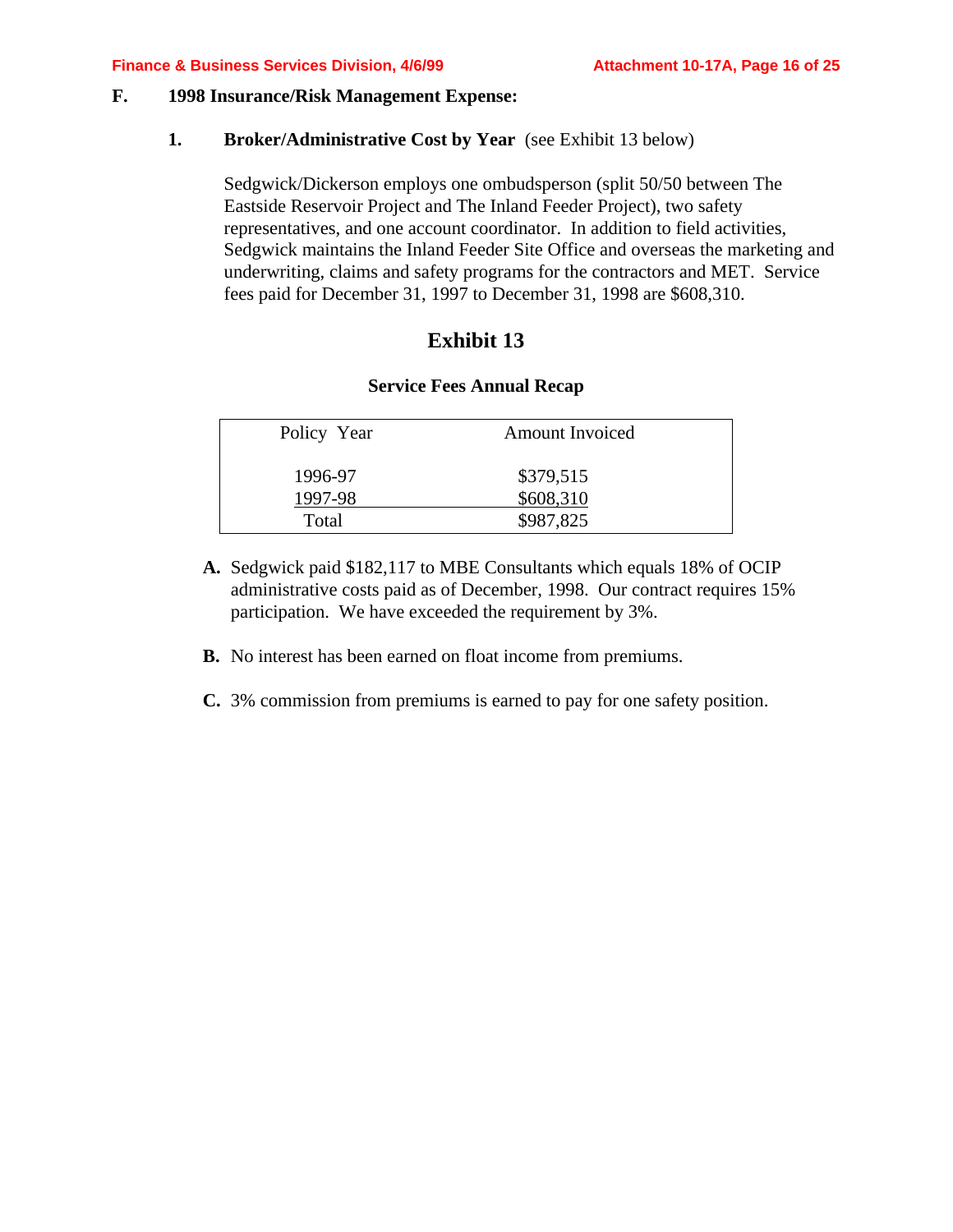## F. 1998 Insurance/Risk Management Expense:

### 1. Broker/Administrative Cost by Year (see Exhibit 13 below)

Sedgwick/Dickerson employs one ombudsperson (split 50/50 between The Eastside Reservoir Project and The Inland Feeder Project), two safety representatives, and one account coordinator. In addition to field activities, Sedgwick maintains the Inland Feeder Site Office and overseas the marketing and underwriting, claims and safety programs for the contractors and MET. Service fees paid for December 31, 1997 to December 31, 1998 are $608,310.

## Exhibit 13

**Service Fees Annual Recap**

| Policy Year | Amount Invoiced |
| --- | --- |
| 1996-97 | $379,515 |
| 1997-98 | $608,310 |
| Total | $987,825 |

**A.** Sedgwick paid $182,117 to MBE Consultants which equals 18% of OCIP administrative costs paid as of December, 1998. Our contract requires 15% participation. We have exceeded the requirement by 3%.

**B.** No interest has been earned on float income from premiums.

**C.** 3% commission from premiums is earned to pay for one safety position.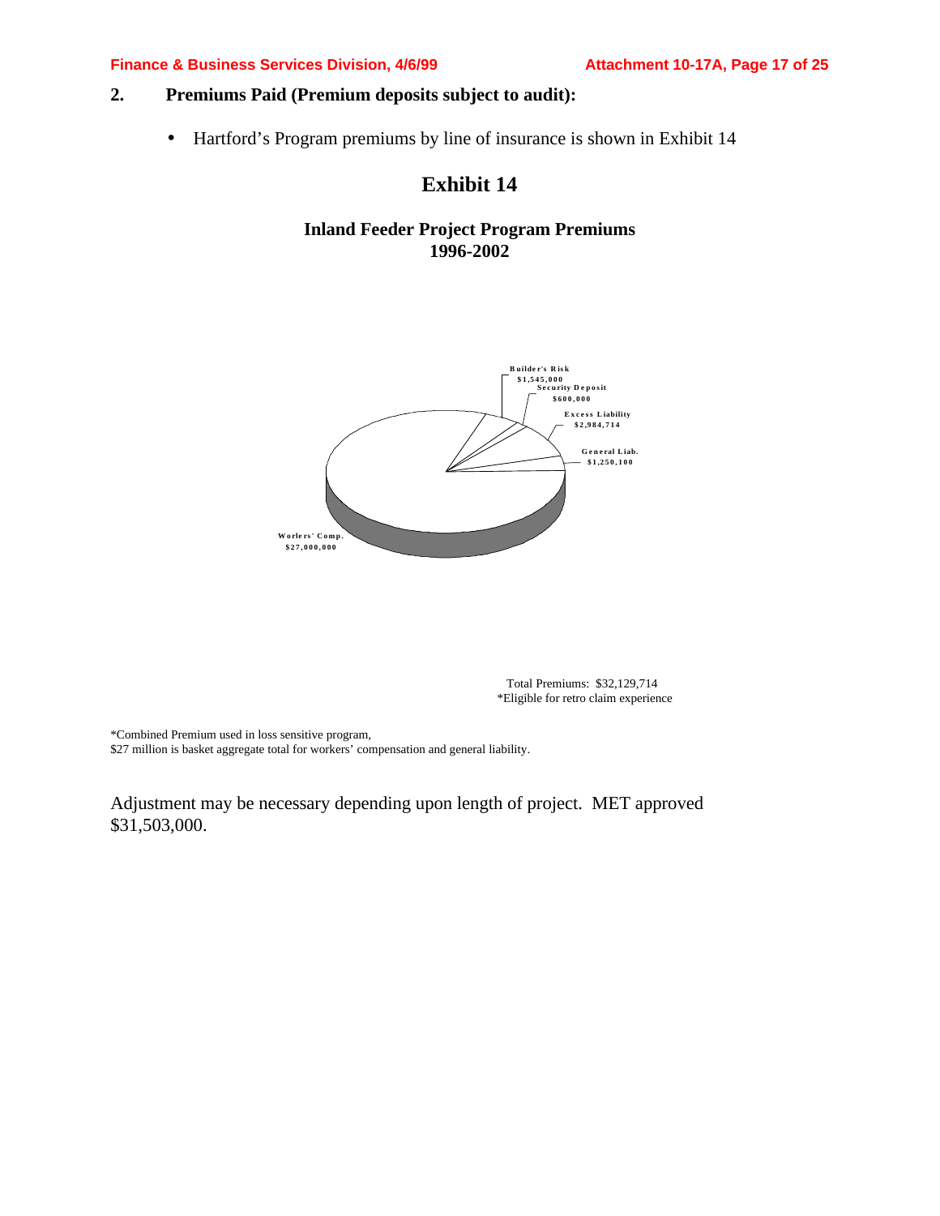## 2. Premiums Paid (Premium deposits subject to audit):

- Hartford's Program premiums by line of insurance is shown in Exhibit 14

# Exhibit 14

### Inland Feeder Project Program Premiums 1996-2002

Builder's Risk
$1,545,000

Security Deposit
$600,000

Excess Liability
$2,984,714

General Liab.
$1,250,100

Worlers' Comp.
$27,000,000

Total Premiums: $32,129,714
*Eligible for retro claim experience

*Combined Premium used in loss sensitive program,
$27 million is basket aggregate total for workers' compensation and general liability.

Adjustment may be necessary depending upon length of project. MET approved $31,503,000.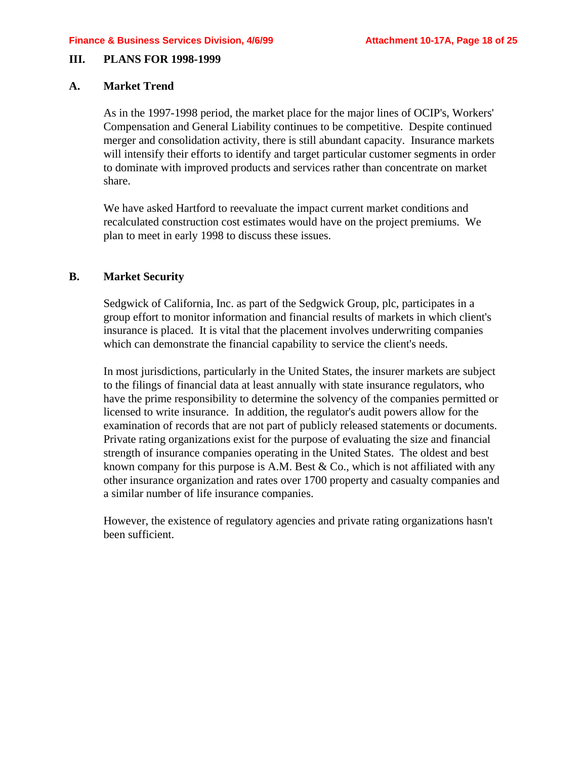## III. PLANS FOR 1998-1999

### A. Market Trend

As in the 1997-1998 period, the market place for the major lines of OCIP's, Workers' Compensation and General Liability continues to be competitive. Despite continued merger and consolidation activity, there is still abundant capacity. Insurance markets will intensify their efforts to identify and target particular customer segments in order to dominate with improved products and services rather than concentrate on market share.

We have asked Hartford to reevaluate the impact current market conditions and recalculated construction cost estimates would have on the project premiums. We plan to meet in early 1998 to discuss these issues.

### B. Market Security

Sedgwick of California, Inc. as part of the Sedgwick Group, plc, participates in a group effort to monitor information and financial results of markets in which client's insurance is placed. It is vital that the placement involves underwriting companies which can demonstrate the financial capability to service the client's needs.

In most jurisdictions, particularly in the United States, the insurer markets are subject to the filings of financial data at least annually with state insurance regulators, who have the prime responsibility to determine the solvency of the companies permitted or licensed to write insurance. In addition, the regulator's audit powers allow for the examination of records that are not part of publicly released statements or documents. Private rating organizations exist for the purpose of evaluating the size and financial strength of insurance companies operating in the United States. The oldest and best known company for this purpose is A.M. Best & Co., which is not affiliated with any other insurance organization and rates over 1700 property and casualty companies and a similar number of life insurance companies.

However, the existence of regulatory agencies and private rating organizations hasn't been sufficient.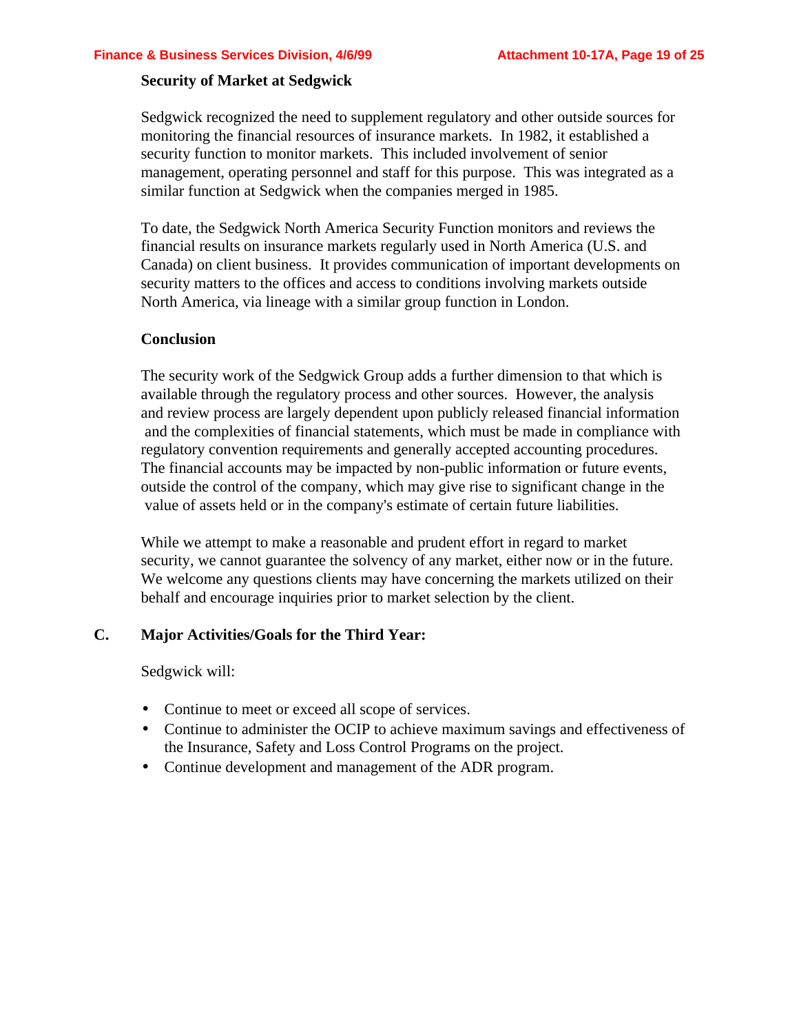**Security of Market at Sedgwick**

Sedgwick recognized the need to supplement regulatory and other outside sources for monitoring the financial resources of insurance markets. In 1982, it established a security function to monitor markets. This included involvement of senior management, operating personnel and staff for this purpose. This was integrated as a similar function at Sedgwick when the companies merged in 1985.

To date, the Sedgwick North America Security Function monitors and reviews the financial results on insurance markets regularly used in North America (U.S. and Canada) on client business. It provides communication of important developments on security matters to the offices and access to conditions involving markets outside North America, via lineage with a similar group function in London.

**Conclusion**

The security work of the Sedgwick Group adds a further dimension to that which is available through the regulatory process and other sources. However, the analysis and review process are largely dependent upon publicly released financial information and the complexities of financial statements, which must be made in compliance with regulatory convention requirements and generally accepted accounting procedures. The financial accounts may be impacted by non-public information or future events, outside the control of the company, which may give rise to significant change in the value of assets held or in the company's estimate of certain future liabilities.

While we attempt to make a reasonable and prudent effort in regard to market security, we cannot guarantee the solvency of any market, either now or in the future. We welcome any questions clients may have concerning the markets utilized on their behalf and encourage inquiries prior to market selection by the client.

**C. Major Activities/Goals for the Third Year:**

Sedgwick will:

- Continue to meet or exceed all scope of services.
- Continue to administer the OCIP to achieve maximum savings and effectiveness of the Insurance, Safety and Loss Control Programs on the project.
- Continue development and management of the ADR program.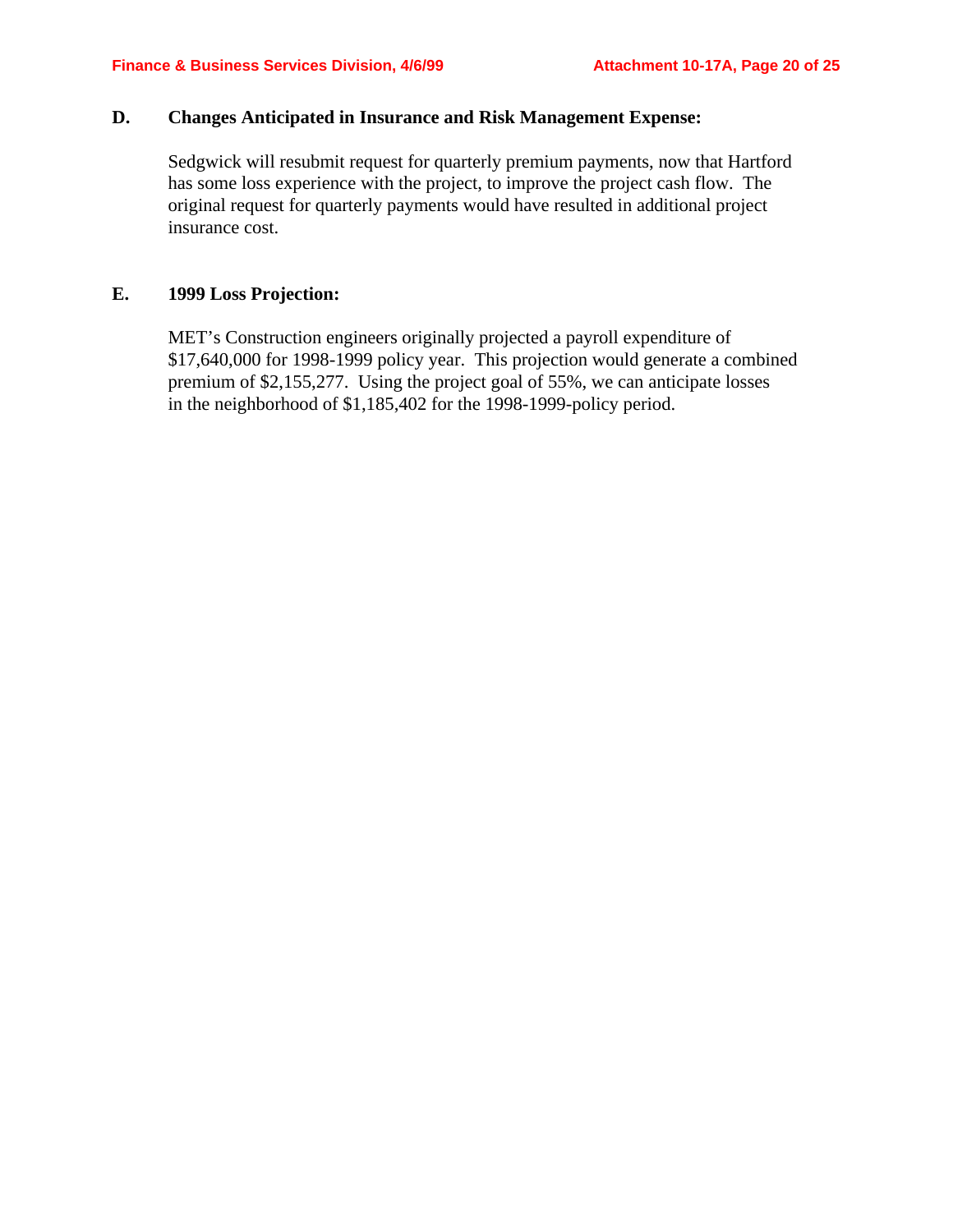## D. Changes Anticipated in Insurance and Risk Management Expense:

Sedgwick will resubmit request for quarterly premium payments, now that Hartford has some loss experience with the project, to improve the project cash flow. The original request for quarterly payments would have resulted in additional project insurance cost.

## E. 1999 Loss Projection:

MET's Construction engineers originally projected a payroll expenditure of $17,640,000 for 1998-1999 policy year. This projection would generate a combined premium of $2,155,277. Using the project goal of 55%, we can anticipate losses in the neighborhood of $1,185,402 for the 1998-1999-policy period.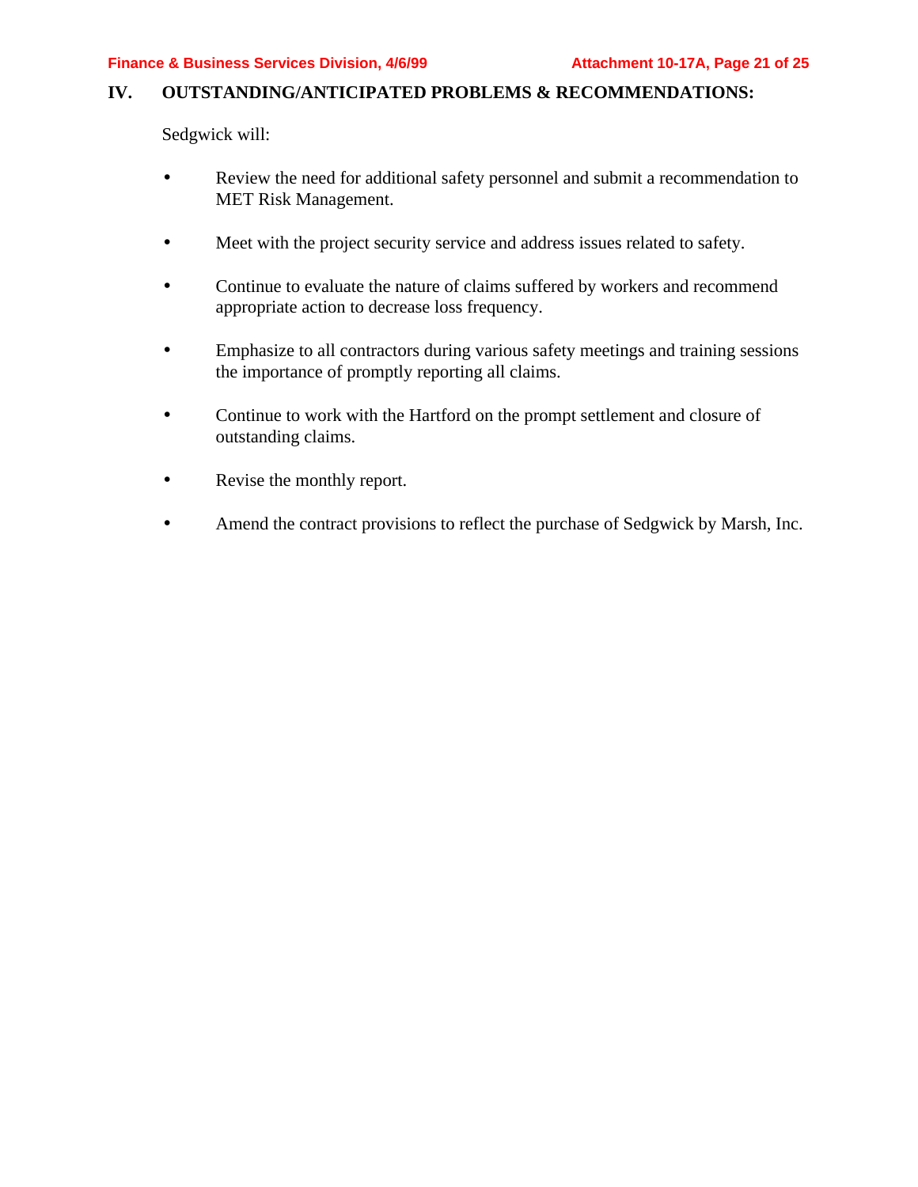## IV. OUTSTANDING/ANTICIPATED PROBLEMS & RECOMMENDATIONS:

Sedgwick will:

- Review the need for additional safety personnel and submit a recommendation to MET Risk Management.
- Meet with the project security service and address issues related to safety.
- Continue to evaluate the nature of claims suffered by workers and recommend appropriate action to decrease loss frequency.
- Emphasize to all contractors during various safety meetings and training sessions the importance of promptly reporting all claims.
- Continue to work with the Hartford on the prompt settlement and closure of outstanding claims.
- Revise the monthly report.
- Amend the contract provisions to reflect the purchase of Sedgwick by Marsh, Inc.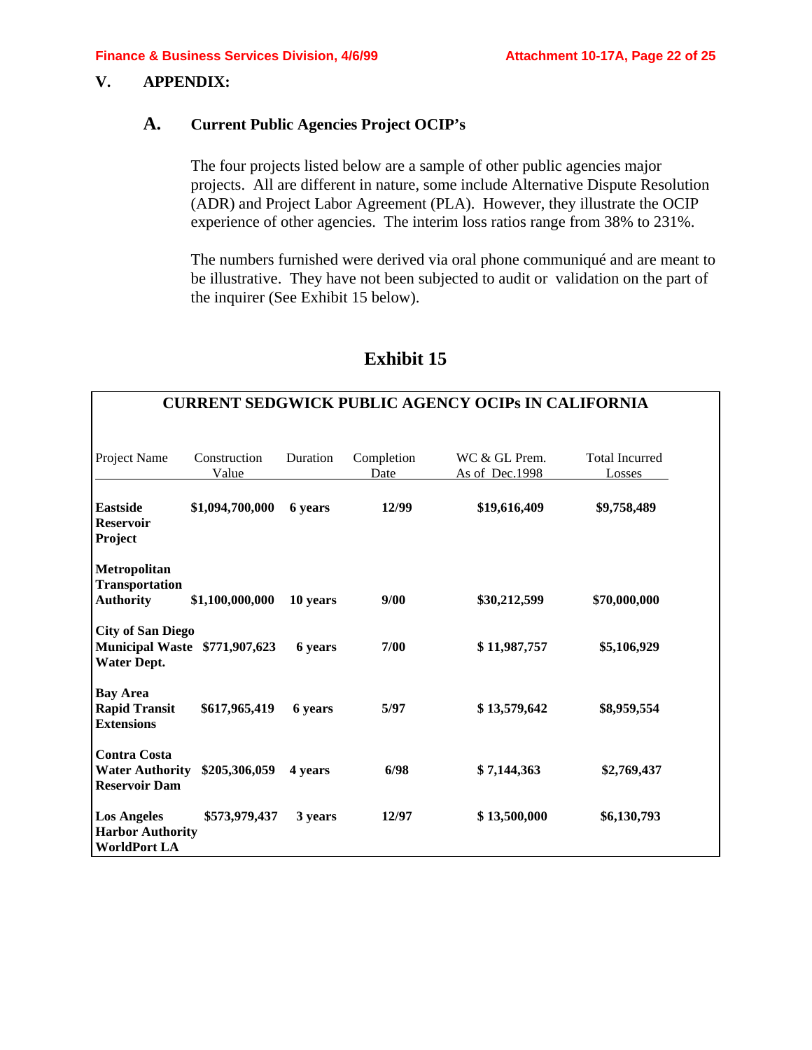## V. APPENDIX:

### A. Current Public Agencies Project OCIP's

The four projects listed below are a sample of other public agencies major projects. All are different in nature, some include Alternative Dispute Resolution (ADR) and Project Labor Agreement (PLA). However, they illustrate the OCIP experience of other agencies. The interim loss ratios range from 38% to 231%.

The numbers furnished were derived via oral phone communiqué and are meant to be illustrative. They have not been subjected to audit or validation on the part of the inquirer (See Exhibit 15 below).

## Exhibit 15

**CURRENT SEDGWICK PUBLIC AGENCY OCIPs IN CALIFORNIA**

| Project Name | Construction Value | Duration | Completion Date | WC & GL Prem. As of Dec.1998 | Total Incurred Losses |
|---|---|---|---|---|---|
| **Eastside Reservoir Project** | **$1,094,700,000** | **6 years** | **12/99** | **$19,616,409** | **$9,758,489** |
| **Metropolitan Transportation Authority** | **$1,100,000,000** | **10 years** | **9/00** | **$30,212,599** | **$70,000,000** |
| **City of San Diego Municipal Waste Water Dept.** | **$771,907,623** | **6 years** | **7/00** | **$ 11,987,757** | **$5,106,929** |
| **Bay Area Rapid Transit Extensions** | **$617,965,419** | **6 years** | **5/97** | **$ 13,579,642** | **$8,959,554** |
| **Contra Costa Water Authority Reservoir Dam** | **$205,306,059** | **4 years** | **6/98** | **$ 7,144,363** | **$2,769,437** |
| **Los Angeles Harbor Authority WorldPort LA** | **$573,979,437** | **3 years** | **12/97** | **$ 13,500,000** | **$6,130,793** |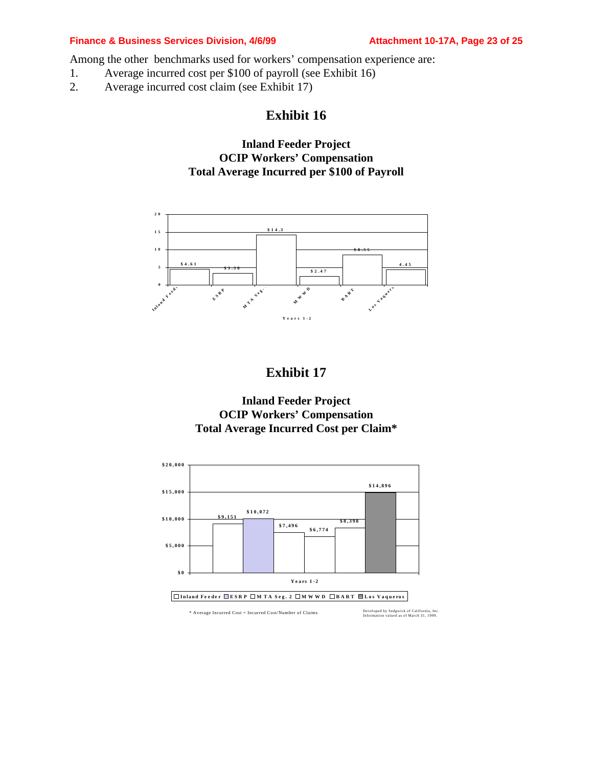Among the other benchmarks used for workers' compensation experience are:

1. Average incurred cost per $100 of payroll (see Exhibit 16)
2. Average incurred cost claim (see Exhibit 17)

## Exhibit 16

### Inland Feeder Project
### OCIP Workers' Compensation
### Total Average Incurred per $100 of Payroll

| Years 1-2 | Value |
|---|---|
| Inland Feed. | $4.61 |
| ESRP | $3.38 |
| MTA Seg. | $14.3 |
| MWWD | $2.47 |
| BART | $8.55 |
| Los Vaqueros | 4.45 |

## Exhibit 17

### Inland Feeder Project
### OCIP Workers' Compensation
### Total Average Incurred Cost per Claim*

| Years 1-2 | Value |
|---|---|
| Inland Feeder | $9,151 |
| ESRP | $10,072 |
| MTA Seg. 2 | $7,496 |
| MWWD | $6,774 |
| BART | $8,398 |
| Los Vaqueros | $14,896 |

\* Average Incurred Cost = Incurred Cost/Number of Claims

Developed by Sedgwick of California, Inc.
Information valued as of March 31, 1999.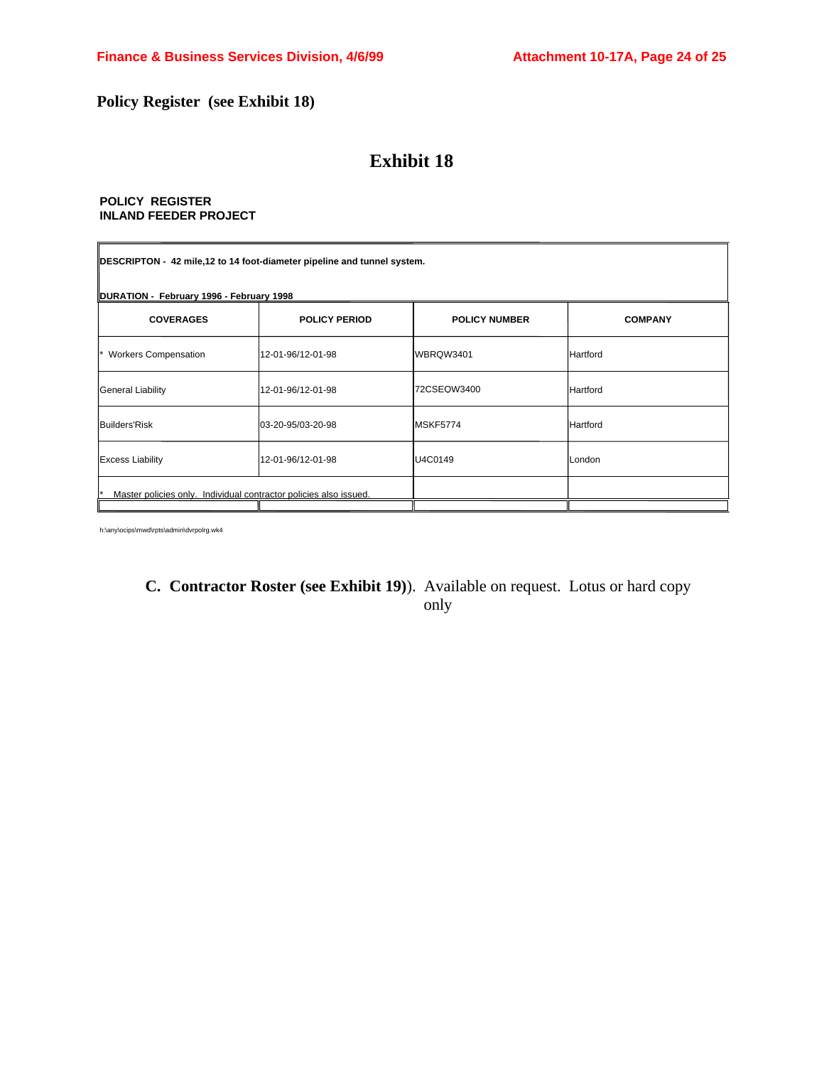**Policy Register (see Exhibit 18)**

# Exhibit 18

**POLICY REGISTER**
**INLAND FEEDER PROJECT**

**DESCRIPTON - 42 mile,12 to 14 foot-diameter pipeline and tunnel system.**

**DURATION - February 1996 - February 1998**

| COVERAGES | POLICY PERIOD | POLICY NUMBER | COMPANY |
|---|---|---|---|
| * Workers Compensation | 12-01-96/12-01-98 | WBRQW3401 | Hartford |
| General Liability | 12-01-96/12-01-98 | 72CSEOW3400 | Hartford |
| Builders'Risk | 03-20-95/03-20-98 | MSKF5774 | Hartford |
| Excess Liability | 12-01-96/12-01-98 | U4C0149 | London |

\* Master policies only. Individual contractor policies also issued.

h:\any\ocips\mwd\rpts\admin\dvrpolrg.wk4

**C. Contractor Roster (see Exhibit 19)**). Available on request. Lotus or hard copy only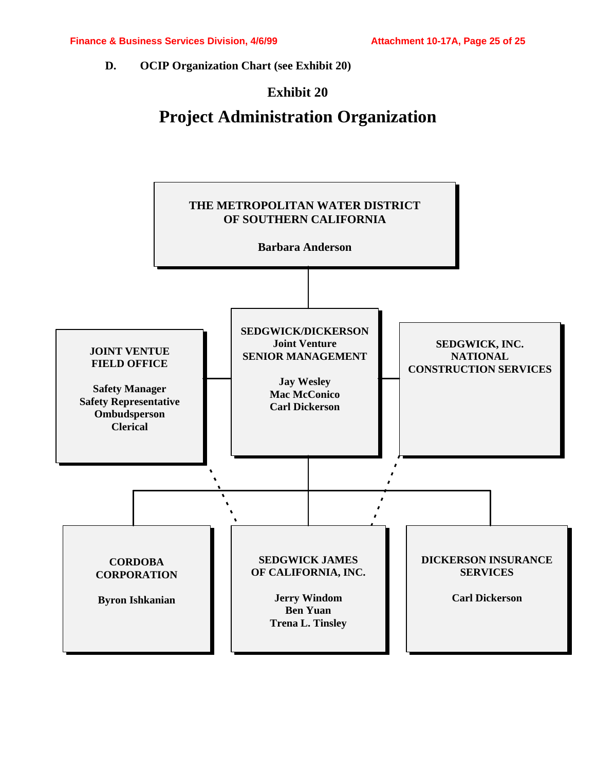D. OCIP Organization Chart (see Exhibit 20)

## Exhibit 20

# Project Administration Organization

THE METROPOLITAN WATER DISTRICT OF SOUTHERN CALIFORNIA

Barbara Anderson

JOINT VENTURE FIELD OFFICE

Safety Manager
Safety Representative
Ombudsperson
Clerical

SEDGWICK/DICKERSON Joint Venture SENIOR MANAGEMENT

Jay Wesley
Mac McConico
Carl Dickerson

SEDGWICK, INC. NATIONAL CONSTRUCTION SERVICES

CORDOBA CORPORATION

Byron Ishkanian

SEDGWICK JAMES OF CALIFORNIA, INC.

Jerry Windom
Ben Yuan
Trena L. Tinsley

DICKERSON INSURANCE SERVICES

Carl Dickerson